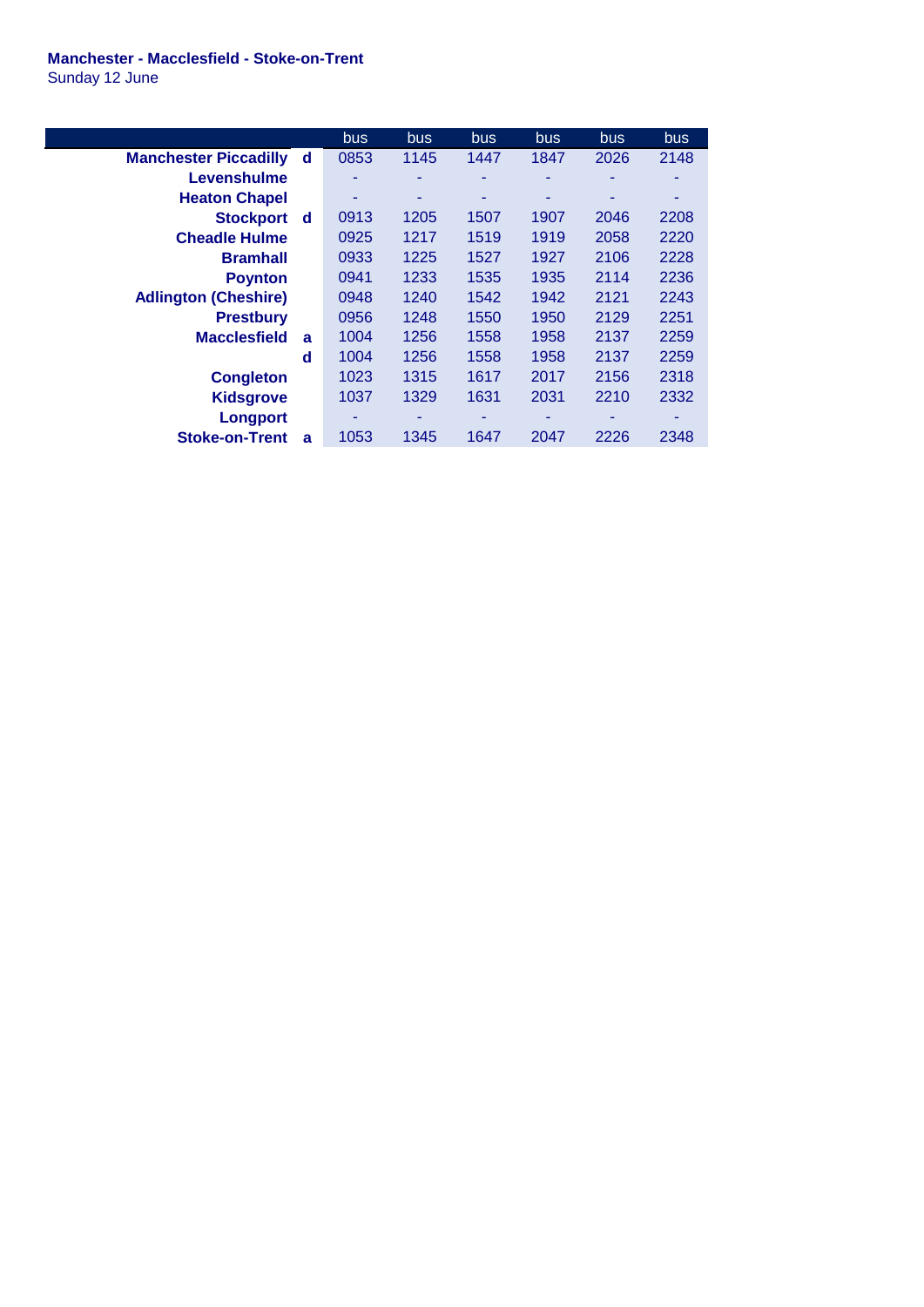**Manchester - Macclesfield - Stoke-on-Trent**
Sunday 12 June

| | | bus | bus | bus | bus | bus | bus |
|---|---|---|---|---|---|---|---|
| **Manchester Piccadilly** | **d** | 0853 | 1145 | 1447 | 1847 | 2026 | 2148 |
| **Levenshulme** | | - | - | - | - | - | - |
| **Heaton Chapel** | | - | - | - | - | - | - |
| **Stockport** | **d** | 0913 | 1205 | 1507 | 1907 | 2046 | 2208 |
| **Cheadle Hulme** | | 0925 | 1217 | 1519 | 1919 | 2058 | 2220 |
| **Bramhall** | | 0933 | 1225 | 1527 | 1927 | 2106 | 2228 |
| **Poynton** | | 0941 | 1233 | 1535 | 1935 | 2114 | 2236 |
| **Adlington (Cheshire)** | | 0948 | 1240 | 1542 | 1942 | 2121 | 2243 |
| **Prestbury** | | 0956 | 1248 | 1550 | 1950 | 2129 | 2251 |
| **Macclesfield** | **a** | 1004 | 1256 | 1558 | 1958 | 2137 | 2259 |
| | **d** | 1004 | 1256 | 1558 | 1958 | 2137 | 2259 |
| **Congleton** | | 1023 | 1315 | 1617 | 2017 | 2156 | 2318 |
| **Kidsgrove** | | 1037 | 1329 | 1631 | 2031 | 2210 | 2332 |
| **Longport** | | - | - | - | - | - | - |
| **Stoke-on-Trent** | **a** | 1053 | 1345 | 1647 | 2047 | 2226 | 2348 |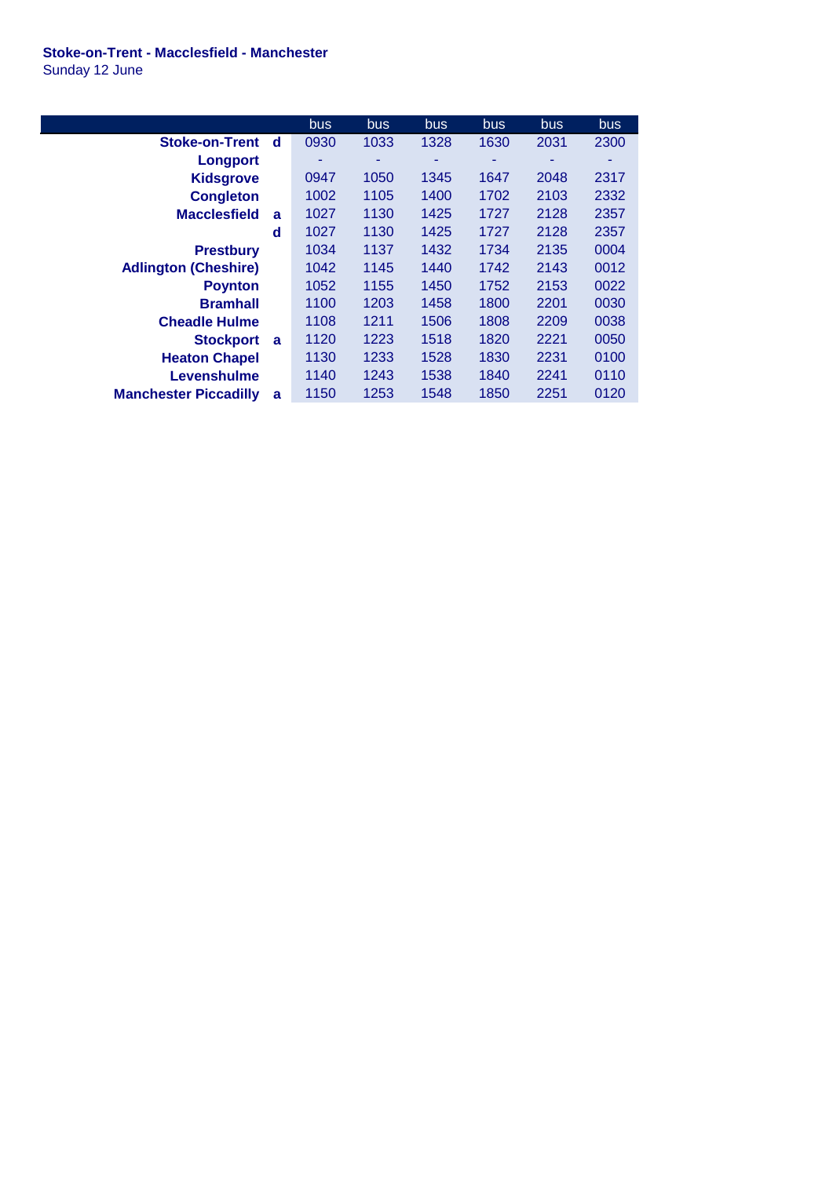**Stoke-on-Trent - Macclesfield - Manchester**
Sunday 12 June

| | | bus | bus | bus | bus | bus | bus |
|---|---|---|---|---|---|---|---|
| **Stoke-on-Trent** | **d** | 0930 | 1033 | 1328 | 1630 | 2031 | 2300 |
| **Longport** | | - | - | - | - | - | - |
| **Kidsgrove** | | 0947 | 1050 | 1345 | 1647 | 2048 | 2317 |
| **Congleton** | | 1002 | 1105 | 1400 | 1702 | 2103 | 2332 |
| **Macclesfield** | **a** | 1027 | 1130 | 1425 | 1727 | 2128 | 2357 |
| | **d** | 1027 | 1130 | 1425 | 1727 | 2128 | 2357 |
| **Prestbury** | | 1034 | 1137 | 1432 | 1734 | 2135 | 0004 |
| **Adlington (Cheshire)** | | 1042 | 1145 | 1440 | 1742 | 2143 | 0012 |
| **Poynton** | | 1052 | 1155 | 1450 | 1752 | 2153 | 0022 |
| **Bramhall** | | 1100 | 1203 | 1458 | 1800 | 2201 | 0030 |
| **Cheadle Hulme** | | 1108 | 1211 | 1506 | 1808 | 2209 | 0038 |
| **Stockport** | **a** | 1120 | 1223 | 1518 | 1820 | 2221 | 0050 |
| **Heaton Chapel** | | 1130 | 1233 | 1528 | 1830 | 2231 | 0100 |
| **Levenshulme** | | 1140 | 1243 | 1538 | 1840 | 2241 | 0110 |
| **Manchester Piccadilly** | **a** | 1150 | 1253 | 1548 | 1850 | 2251 | 0120 |